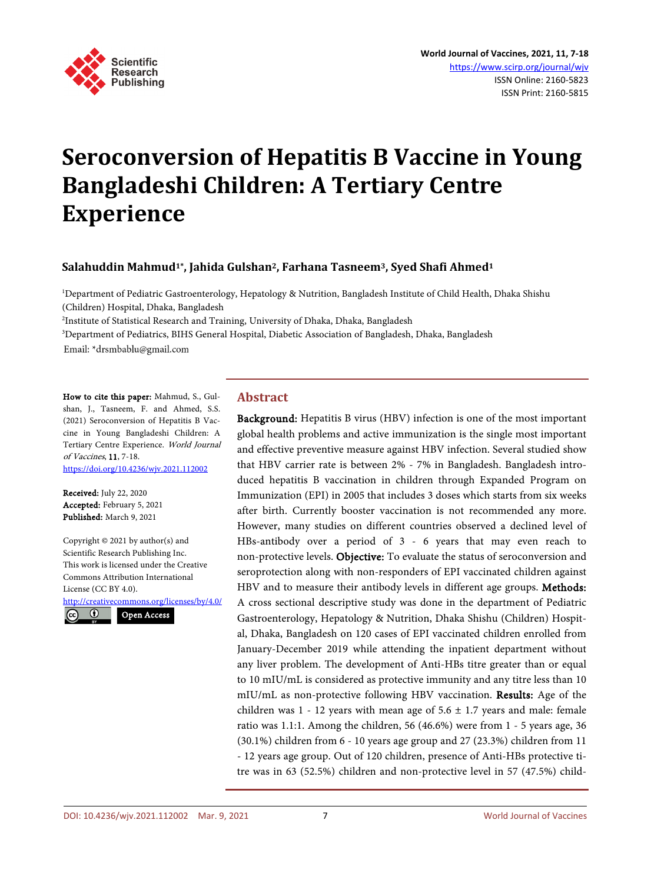# Seroconversion of Hepatitis B Vaccine in Young Bangladeshi Children: A Tertiary Centre Experience

**Salahuddin Mahmud[1*], Jahida Gulshan[2], Farhana Tasneem[3], Syed Shafi Ahmed[1]**

[1]Department of Pediatric Gastroenterology, Hepatology & Nutrition, Bangladesh Institute of Child Health, Dhaka Shishu (Children) Hospital, Dhaka, Bangladesh
[2]Institute of Statistical Research and Training, University of Dhaka, Dhaka, Bangladesh
[3]Department of Pediatrics, BIHS General Hospital, Diabetic Association of Bangladesh, Dhaka, Bangladesh

Email: *drsmbablu@gmail.com

**How to cite this paper:** Mahmud, S., Gulshan, J., Tasneem, F. and Ahmed, S.S. (2021) Seroconversion of Hepatitis B Vaccine in Young Bangladeshi Children: A Tertiary Centre Experience. *World Journal of Vaccines*, **11**, 7-18.
https://doi.org/10.4236/wjv.2021.112002

**Received:** July 22, 2020
**Accepted:** February 5, 2021
**Published:** March 9, 2021

Copyright © 2021 by author(s) and Scientific Research Publishing Inc.
This work is licensed under the Creative Commons Attribution International License (CC BY 4.0).
http://creativecommons.org/licenses/by/4.0/

Open Access

## Abstract

**Background:** Hepatitis B virus (HBV) infection is one of the most important global health problems and active immunization is the single most important and effective preventive measure against HBV infection. Several studied show that HBV carrier rate is between 2% - 7% in Bangladesh. Bangladesh introduced hepatitis B vaccination in children through Expanded Program on Immunization (EPI) in 2005 that includes 3 doses which starts from six weeks after birth. Currently booster vaccination is not recommended any more. However, many studies on different countries observed a declined level of HBs-antibody over a period of 3 - 6 years that may even reach to non-protective levels. **Objective:** To evaluate the status of seroconversion and seroprotection along with non-responders of EPI vaccinated children against HBV and to measure their antibody levels in different age groups. **Methods:** A cross sectional descriptive study was done in the department of Pediatric Gastroenterology, Hepatology & Nutrition, Dhaka Shishu (Children) Hospital, Dhaka, Bangladesh on 120 cases of EPI vaccinated children enrolled from January-December 2019 while attending the inpatient department without any liver problem. The development of Anti-HBs titre greater than or equal to 10 mIU/mL is considered as protective immunity and any titre less than 10 mIU/mL as non-protective following HBV vaccination. **Results:** Age of the children was 1 - 12 years with mean age of 5.6 ± 1.7 years and male: female ratio was 1.1:1. Among the children, 56 (46.6%) were from 1 - 5 years age, 36 (30.1%) children from 6 - 10 years age group and 27 (23.3%) children from 11 - 12 years age group. Out of 120 children, presence of Anti-HBs protective titre was in 63 (52.5%) children and non-protective level in 57 (47.5%) child-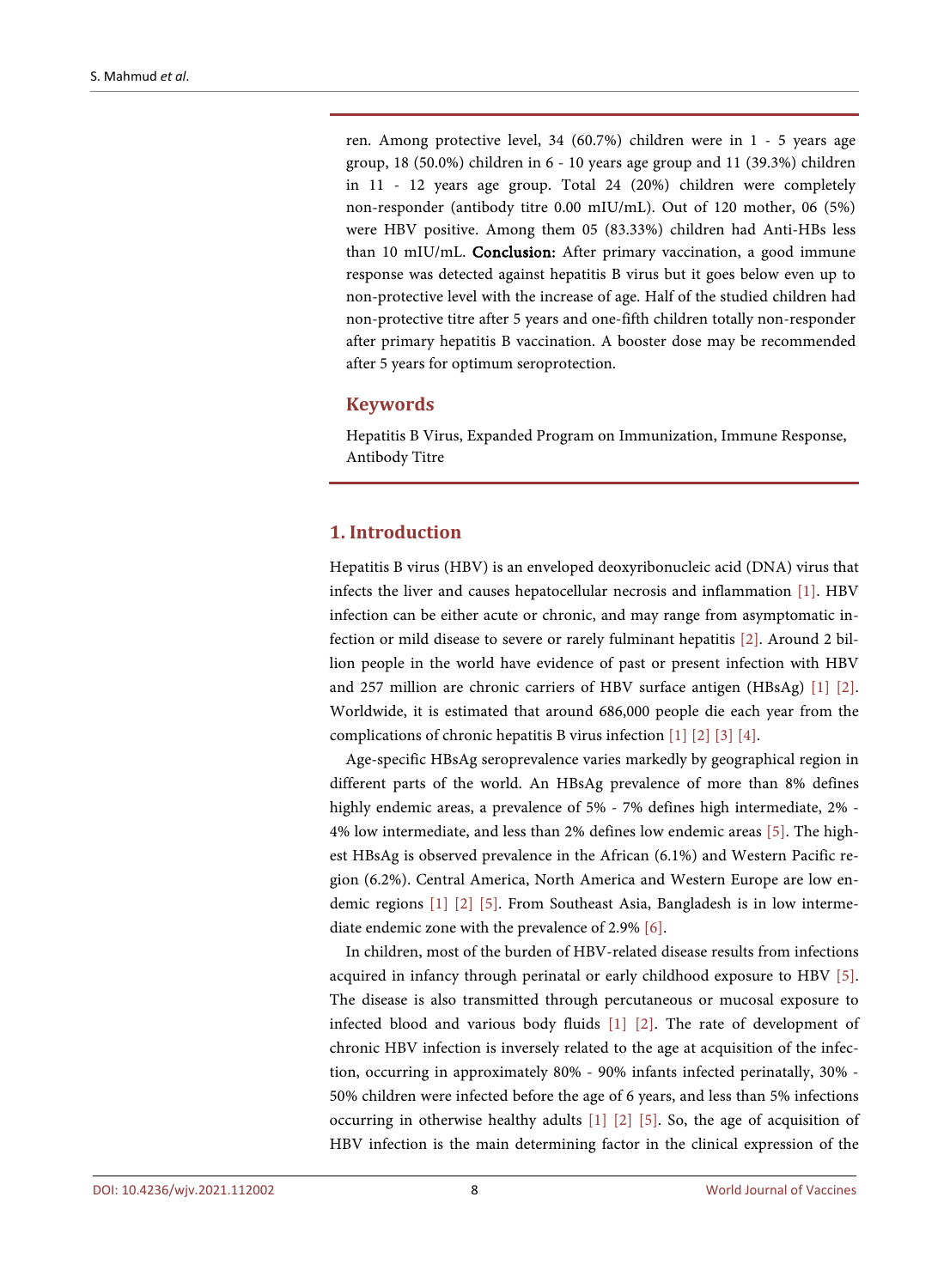ren. Among protective level, 34 (60.7%) children were in 1 - 5 years age group, 18 (50.0%) children in 6 - 10 years age group and 11 (39.3%) children in 11 - 12 years age group. Total 24 (20%) children were completely non-responder (antibody titre 0.00 mIU/mL). Out of 120 mother, 06 (5%) were HBV positive. Among them 05 (83.33%) children had Anti-HBs less than 10 mIU/mL. **Conclusion:** After primary vaccination, a good immune response was detected against hepatitis B virus but it goes below even up to non-protective level with the increase of age. Half of the studied children had non-protective titre after 5 years and one-fifth children totally non-responder after primary hepatitis B vaccination. A booster dose may be recommended after 5 years for optimum seroprotection.

## Keywords

Hepatitis B Virus, Expanded Program on Immunization, Immune Response, Antibody Titre

## 1. Introduction

Hepatitis B virus (HBV) is an enveloped deoxyribonucleic acid (DNA) virus that infects the liver and causes hepatocellular necrosis and inflammation [1]. HBV infection can be either acute or chronic, and may range from asymptomatic infection or mild disease to severe or rarely fulminant hepatitis [2]. Around 2 billion people in the world have evidence of past or present infection with HBV and 257 million are chronic carriers of HBV surface antigen (HBsAg) [1] [2]. Worldwide, it is estimated that around 686,000 people die each year from the complications of chronic hepatitis B virus infection [1] [2] [3] [4].

Age-specific HBsAg seroprevalence varies markedly by geographical region in different parts of the world. An HBsAg prevalence of more than 8% defines highly endemic areas, a prevalence of 5% - 7% defines high intermediate, 2% - 4% low intermediate, and less than 2% defines low endemic areas [5]. The highest HBsAg is observed prevalence in the African (6.1%) and Western Pacific region (6.2%). Central America, North America and Western Europe are low endemic regions [1] [2] [5]. From Southeast Asia, Bangladesh is in low intermediate endemic zone with the prevalence of 2.9% [6].

In children, most of the burden of HBV-related disease results from infections acquired in infancy through perinatal or early childhood exposure to HBV [5]. The disease is also transmitted through percutaneous or mucosal exposure to infected blood and various body fluids [1] [2]. The rate of development of chronic HBV infection is inversely related to the age at acquisition of the infection, occurring in approximately 80% - 90% infants infected perinatally, 30% - 50% children were infected before the age of 6 years, and less than 5% infections occurring in otherwise healthy adults [1] [2] [5]. So, the age of acquisition of HBV infection is the main determining factor in the clinical expression of the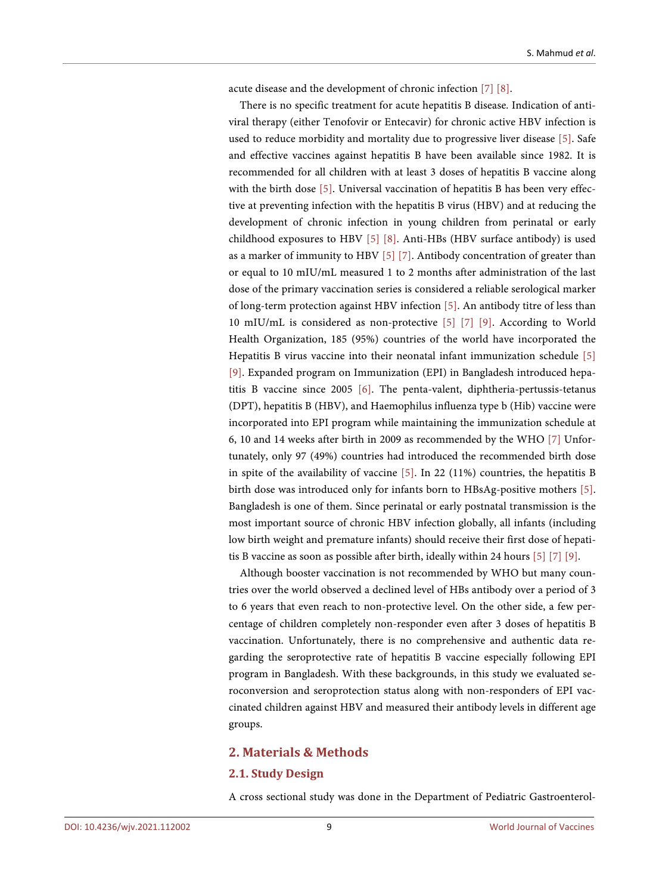acute disease and the development of chronic infection [7] [8].

There is no specific treatment for acute hepatitis B disease. Indication of anti-viral therapy (either Tenofovir or Entecavir) for chronic active HBV infection is used to reduce morbidity and mortality due to progressive liver disease [5]. Safe and effective vaccines against hepatitis B have been available since 1982. It is recommended for all children with at least 3 doses of hepatitis B vaccine along with the birth dose [5]. Universal vaccination of hepatitis B has been very effective at preventing infection with the hepatitis B virus (HBV) and at reducing the development of chronic infection in young children from perinatal or early childhood exposures to HBV [5] [8]. Anti-HBs (HBV surface antibody) is used as a marker of immunity to HBV [5] [7]. Antibody concentration of greater than or equal to 10 mIU/mL measured 1 to 2 months after administration of the last dose of the primary vaccination series is considered a reliable serological marker of long-term protection against HBV infection [5]. An antibody titre of less than 10 mIU/mL is considered as non-protective [5] [7] [9]. According to World Health Organization, 185 (95%) countries of the world have incorporated the Hepatitis B virus vaccine into their neonatal infant immunization schedule [5] [9]. Expanded program on Immunization (EPI) in Bangladesh introduced hepatitis B vaccine since 2005 [6]. The penta-valent, diphtheria-pertussis-tetanus (DPT), hepatitis B (HBV), and Haemophilus influenza type b (Hib) vaccine were incorporated into EPI program while maintaining the immunization schedule at 6, 10 and 14 weeks after birth in 2009 as recommended by the WHO [7] Unfortunately, only 97 (49%) countries had introduced the recommended birth dose in spite of the availability of vaccine [5]. In 22 (11%) countries, the hepatitis B birth dose was introduced only for infants born to HBsAg-positive mothers [5]. Bangladesh is one of them. Since perinatal or early postnatal transmission is the most important source of chronic HBV infection globally, all infants (including low birth weight and premature infants) should receive their first dose of hepatitis B vaccine as soon as possible after birth, ideally within 24 hours [5] [7] [9].

Although booster vaccination is not recommended by WHO but many countries over the world observed a declined level of HBs antibody over a period of 3 to 6 years that even reach to non-protective level. On the other side, a few percentage of children completely non-responder even after 3 doses of hepatitis B vaccination. Unfortunately, there is no comprehensive and authentic data regarding the seroprotective rate of hepatitis B vaccine especially following EPI program in Bangladesh. With these backgrounds, in this study we evaluated seroconversion and seroprotection status along with non-responders of EPI vaccinated children against HBV and measured their antibody levels in different age groups.

## 2. Materials & Methods

### 2.1. Study Design

A cross sectional study was done in the Department of Pediatric Gastroenterol-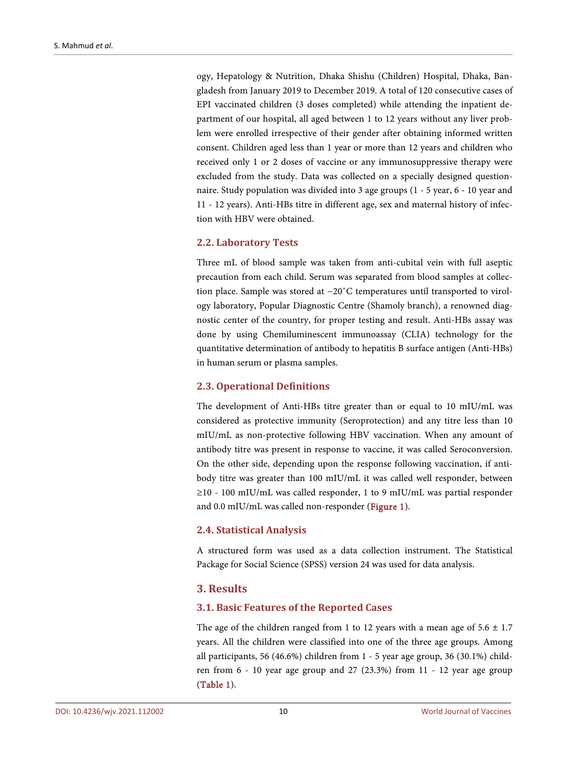ogy, Hepatology & Nutrition, Dhaka Shishu (Children) Hospital, Dhaka, Bangladesh from January 2019 to December 2019. A total of 120 consecutive cases of EPI vaccinated children (3 doses completed) while attending the inpatient department of our hospital, all aged between 1 to 12 years without any liver problem were enrolled irrespective of their gender after obtaining informed written consent. Children aged less than 1 year or more than 12 years and children who received only 1 or 2 doses of vaccine or any immunosuppressive therapy were excluded from the study. Data was collected on a specially designed questionnaire. Study population was divided into 3 age groups (1 - 5 year, 6 - 10 year and 11 - 12 years). Anti-HBs titre in different age, sex and maternal history of infection with HBV were obtained.

### 2.2. Laboratory Tests

Three mL of blood sample was taken from anti-cubital vein with full aseptic precaution from each child. Serum was separated from blood samples at collection place. Sample was stored at −20˚C temperatures until transported to virology laboratory, Popular Diagnostic Centre (Shamoly branch), a renowned diagnostic center of the country, for proper testing and result. Anti-HBs assay was done by using Chemiluminescent immunoassay (CLIA) technology for the quantitative determination of antibody to hepatitis B surface antigen (Anti-HBs) in human serum or plasma samples.

### 2.3. Operational Definitions

The development of Anti-HBs titre greater than or equal to 10 mIU/mL was considered as protective immunity (Seroprotection) and any titre less than 10 mIU/mL as non-protective following HBV vaccination. When any amount of antibody titre was present in response to vaccine, it was called Seroconversion. On the other side, depending upon the response following vaccination, if antibody titre was greater than 100 mIU/mL it was called well responder, between ≥10 - 100 mIU/mL was called responder, 1 to 9 mIU/mL was partial responder and 0.0 mIU/mL was called non-responder (**Figure 1**).

### 2.4. Statistical Analysis

A structured form was used as a data collection instrument. The Statistical Package for Social Science (SPSS) version 24 was used for data analysis.

## 3. Results

### 3.1. Basic Features of the Reported Cases

The age of the children ranged from 1 to 12 years with a mean age of 5.6 ± 1.7 years. All the children were classified into one of the three age groups. Among all participants, 56 (46.6%) children from 1 - 5 year age group, 36 (30.1%) children from 6 - 10 year age group and 27 (23.3%) from 11 - 12 year age group (**Table 1**).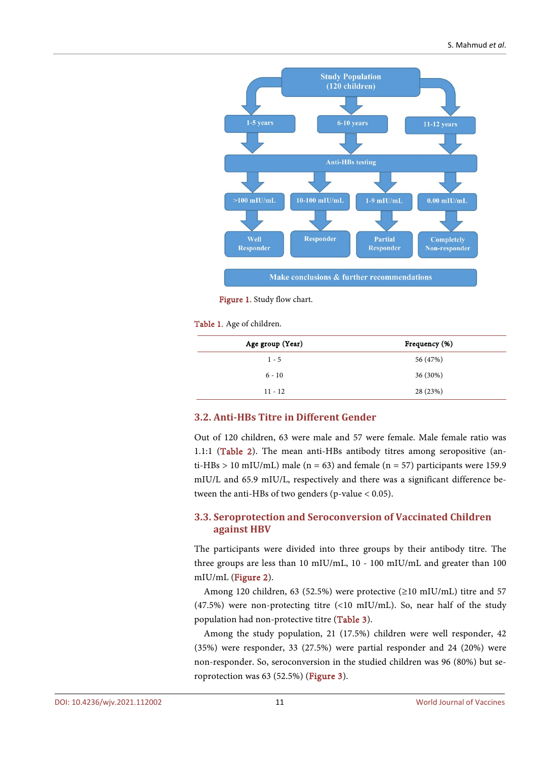Figure 1. Study flow chart.

Table 1. Age of children.

| Age group (Year) | Frequency (%) |
|---|---|
| 1 - 5 | 56 (47%) |
| 6 - 10 | 36 (30%) |
| 11 - 12 | 28 (23%) |

### 3.2. Anti-HBs Titre in Different Gender

Out of 120 children, 63 were male and 57 were female. Male female ratio was 1.1:1 (Table 2). The mean anti-HBs antibody titres among seropositive (anti-HBs > 10 mIU/mL) male (n = 63) and female (n = 57) participants were 159.9 mIU/L and 65.9 mIU/L, respectively and there was a significant difference between the anti-HBs of two genders (p-value < 0.05).

### 3.3. Seroprotection and Seroconversion of Vaccinated Children against HBV

The participants were divided into three groups by their antibody titre. The three groups are less than 10 mIU/mL, 10 - 100 mIU/mL and greater than 100 mIU/mL (Figure 2).

Among 120 children, 63 (52.5%) were protective (≥10 mIU/mL) titre and 57 (47.5%) were non-protecting titre (<10 mIU/mL). So, near half of the study population had non-protective titre (Table 3).

Among the study population, 21 (17.5%) children were well responder, 42 (35%) were responder, 33 (27.5%) were partial responder and 24 (20%) were non-responder. So, seroconversion in the studied children was 96 (80%) but seroprotection was 63 (52.5%) (Figure 3).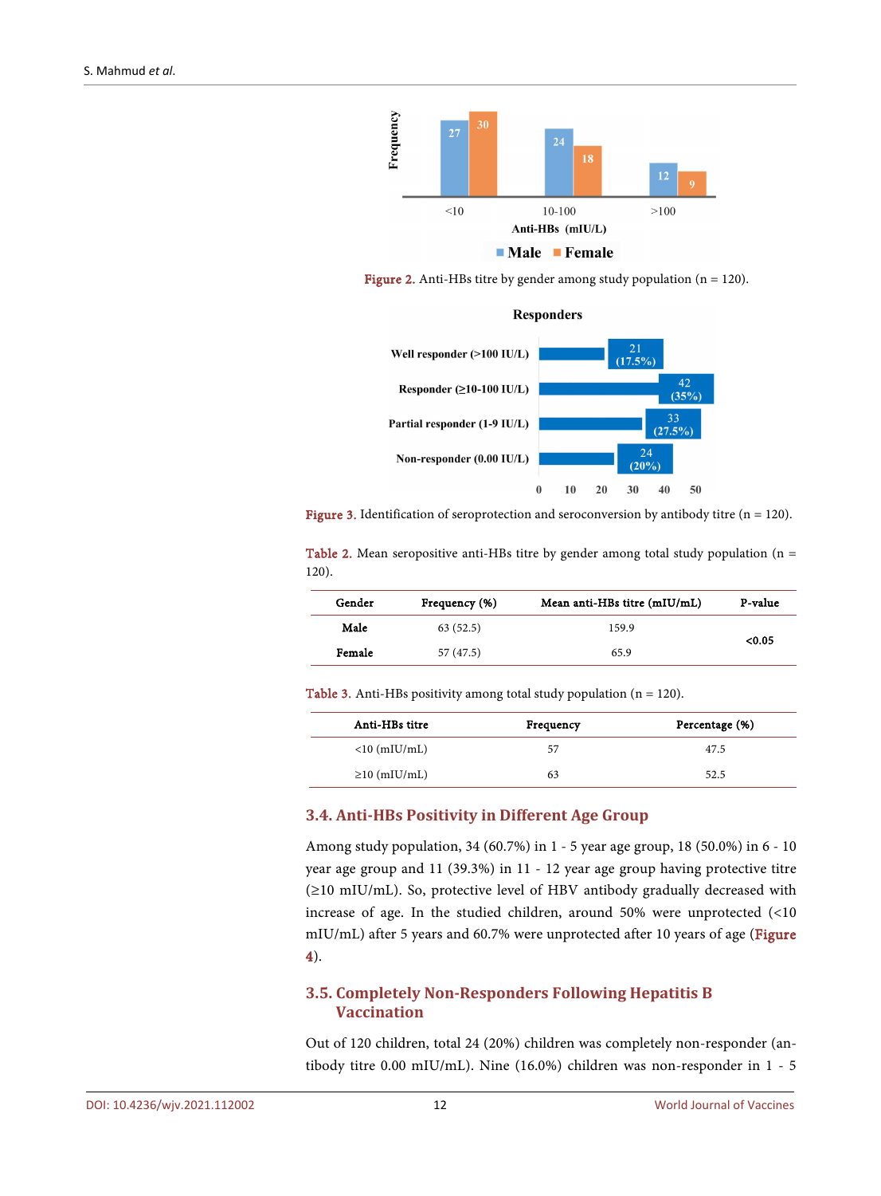Figure 2. Anti-HBs titre by gender among study population (n = 120).

Figure 3. Identification of seroprotection and seroconversion by antibody titre (n = 120).

Table 2. Mean seropositive anti-HBs titre by gender among total study population (n = 120).

| Gender | Frequency (%) | Mean anti-HBs titre (mIU/mL) | P-value |
|---|---|---|---|
| Male | 63 (52.5) | 159.9 | <0.05 |
| Female | 57 (47.5) | 65.9 | |

Table 3. Anti-HBs positivity among total study population (n = 120).

| Anti-HBs titre | Frequency | Percentage (%) |
|---|---|---|
| <10 (mIU/mL) | 57 | 47.5 |
| ≥10 (mIU/mL) | 63 | 52.5 |

### 3.4. Anti-HBs Positivity in Different Age Group

Among study population, 34 (60.7%) in 1 - 5 year age group, 18 (50.0%) in 6 - 10 year age group and 11 (39.3%) in 11 - 12 year age group having protective titre (≥10 mIU/mL). So, protective level of HBV antibody gradually decreased with increase of age. In the studied children, around 50% were unprotected (<10 mIU/mL) after 5 years and 60.7% were unprotected after 10 years of age (Figure 4).

### 3.5. Completely Non-Responders Following Hepatitis B Vaccination

Out of 120 children, total 24 (20%) children was completely non-responder (antibody titre 0.00 mIU/mL). Nine (16.0%) children was non-responder in 1 - 5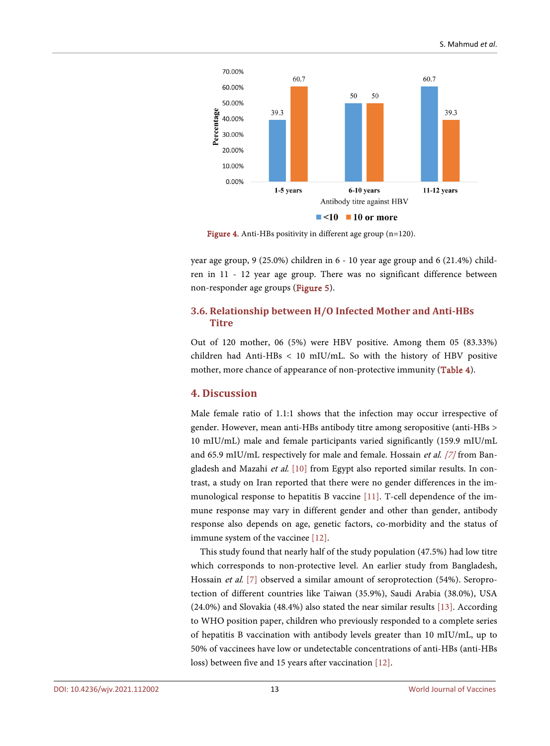Figure 4. Anti-HBs positivity in different age group (n=120).

year age group, 9 (25.0%) children in 6 - 10 year age group and 6 (21.4%) children in 11 - 12 year age group. There was no significant difference between non-responder age groups (Figure 5).

### 3.6. Relationship between H/O Infected Mother and Anti-HBs Titre

Out of 120 mother, 06 (5%) were HBV positive. Among them 05 (83.33%) children had Anti-HBs < 10 mIU/mL. So with the history of HBV positive mother, more chance of appearance of non-protective immunity (Table 4).

## 4. Discussion

Male female ratio of 1.1:1 shows that the infection may occur irrespective of gender. However, mean anti-HBs antibody titre among seropositive (anti-HBs > 10 mIU/mL) male and female participants varied significantly (159.9 mIU/mL and 65.9 mIU/mL respectively for male and female. Hossain *et al.* [7] from Bangladesh and Mazahi *et al.* [10] from Egypt also reported similar results. In contrast, a study on Iran reported that there were no gender differences in the immunological response to hepatitis B vaccine [11]. T-cell dependence of the immune response may vary in different gender and other than gender, antibody response also depends on age, genetic factors, co-morbidity and the status of immune system of the vaccinee [12].

This study found that nearly half of the study population (47.5%) had low titre which corresponds to non-protective level. An earlier study from Bangladesh, Hossain *et al.* [7] observed a similar amount of seroprotection (54%). Seroprotection of different countries like Taiwan (35.9%), Saudi Arabia (38.0%), USA (24.0%) and Slovakia (48.4%) also stated the near similar results [13]. According to WHO position paper, children who previously responded to a complete series of hepatitis B vaccination with antibody levels greater than 10 mIU/mL, up to 50% of vaccinees have low or undetectable concentrations of anti-HBs (anti-HBs loss) between five and 15 years after vaccination [12].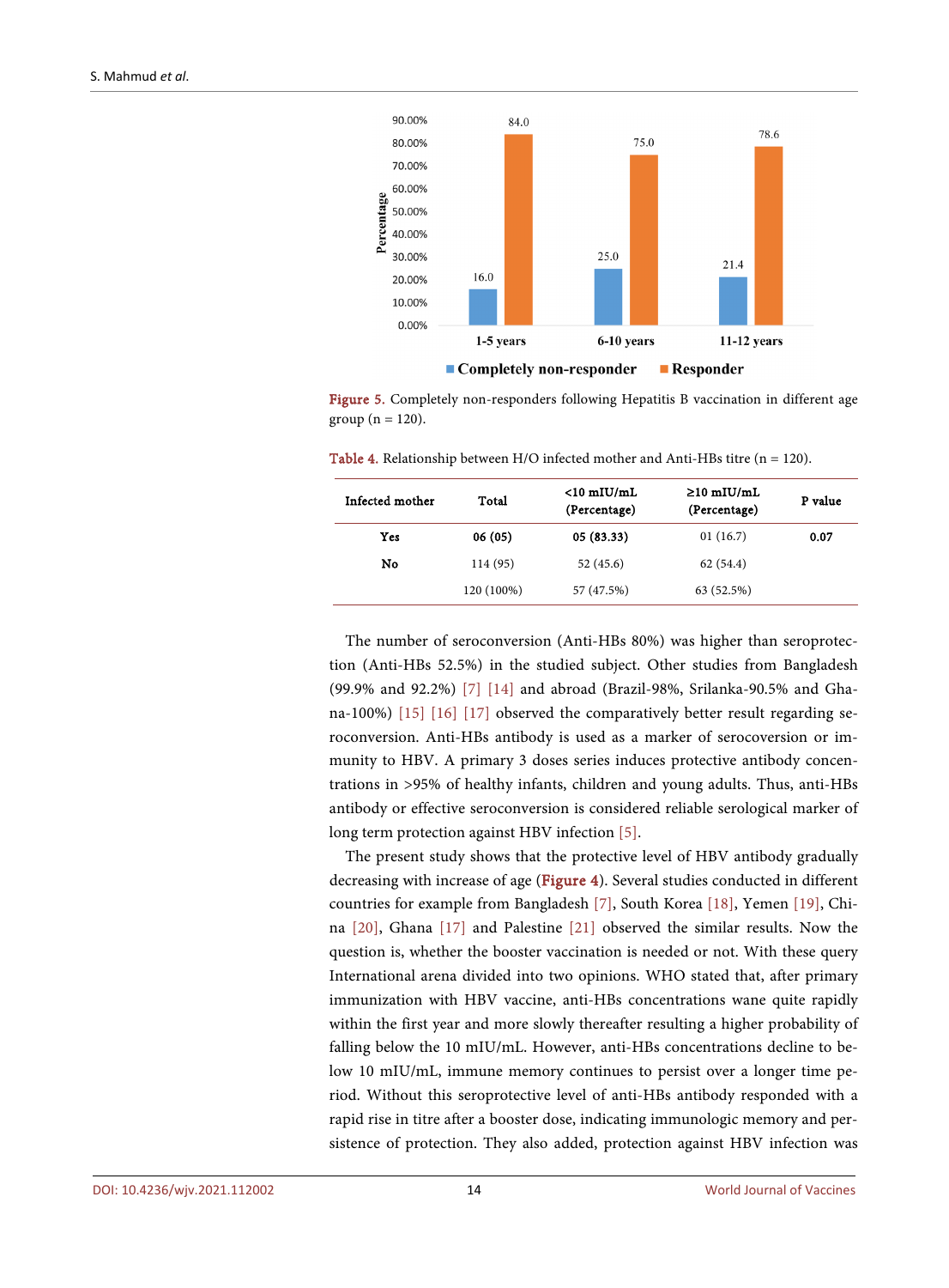Figure 5. Completely non-responders following Hepatitis B vaccination in different age group (n = 120).

Table 4. Relationship between H/O infected mother and Anti-HBs titre (n = 120).

| Infected mother | Total | <10 mIU/mL (Percentage) | ≥10 mIU/mL (Percentage) | P value |
|---|---|---|---|---|
| **Yes** | **06 (05)** | **05 (83.33)** | 01 (16.7) | **0.07** |
| **No** | 114 (95) | 52 (45.6) | 62 (54.4) | |
| | 120 (100%) | 57 (47.5%) | 63 (52.5%) | |

The number of seroconversion (Anti-HBs 80%) was higher than seroprotection (Anti-HBs 52.5%) in the studied subject. Other studies from Bangladesh (99.9% and 92.2%) [7] [14] and abroad (Brazil-98%, Srilanka-90.5% and Ghana-100%) [15] [16] [17] observed the comparatively better result regarding seroconversion. Anti-HBs antibody is used as a marker of serocoversion or immunity to HBV. A primary 3 doses series induces protective antibody concentrations in >95% of healthy infants, children and young adults. Thus, anti-HBs antibody or effective seroconversion is considered reliable serological marker of long term protection against HBV infection [5].

The present study shows that the protective level of HBV antibody gradually decreasing with increase of age (Figure 4). Several studies conducted in different countries for example from Bangladesh [7], South Korea [18], Yemen [19], China [20], Ghana [17] and Palestine [21] observed the similar results. Now the question is, whether the booster vaccination is needed or not. With these query International arena divided into two opinions. WHO stated that, after primary immunization with HBV vaccine, anti-HBs concentrations wane quite rapidly within the first year and more slowly thereafter resulting a higher probability of falling below the 10 mIU/mL. However, anti-HBs concentrations decline to below 10 mIU/mL, immune memory continues to persist over a longer time period. Without this seroprotective level of anti-HBs antibody responded with a rapid rise in titre after a booster dose, indicating immunologic memory and persistence of protection. They also added, protection against HBV infection was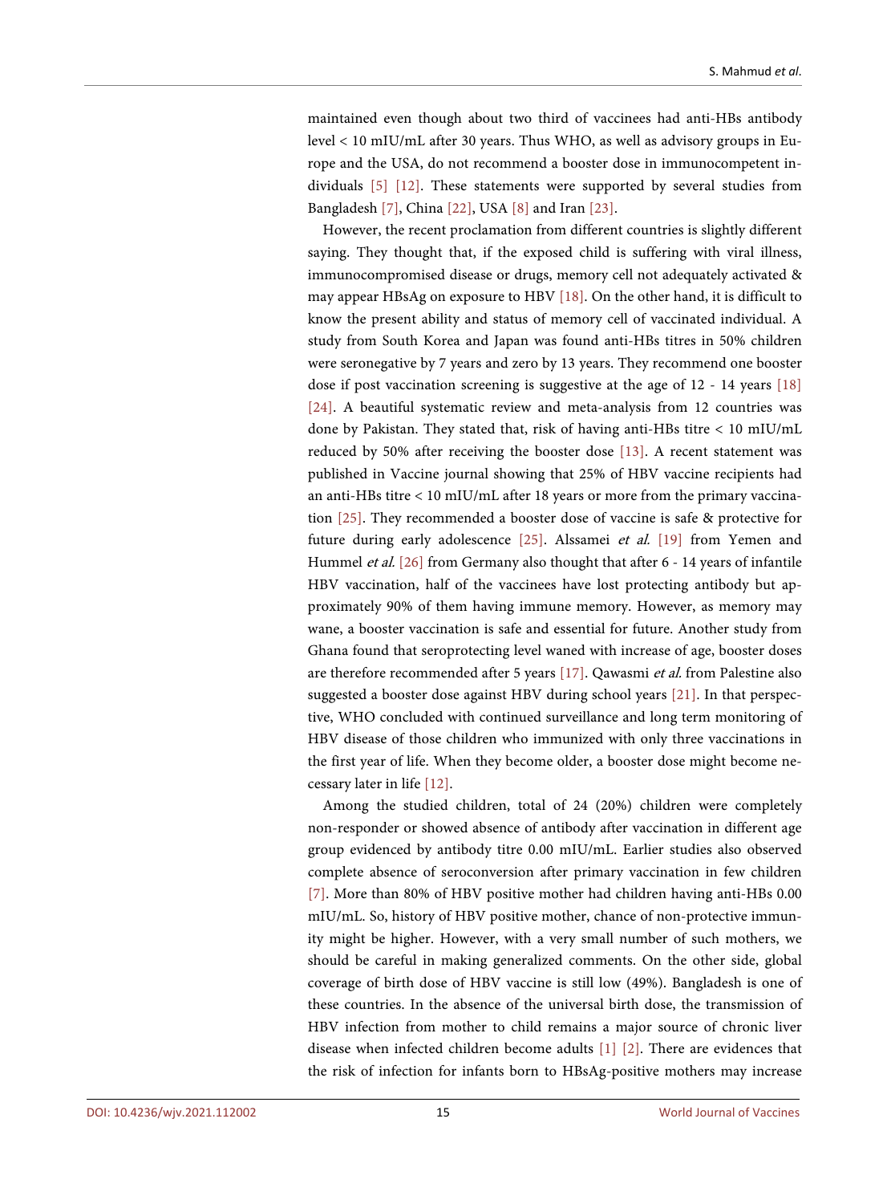maintained even though about two third of vaccinees had anti-HBs antibody level < 10 mIU/mL after 30 years. Thus WHO, as well as advisory groups in Europe and the USA, do not recommend a booster dose in immunocompetent individuals [5] [12]. These statements were supported by several studies from Bangladesh [7], China [22], USA [8] and Iran [23].

However, the recent proclamation from different countries is slightly different saying. They thought that, if the exposed child is suffering with viral illness, immunocompromised disease or drugs, memory cell not adequately activated & may appear HBsAg on exposure to HBV [18]. On the other hand, it is difficult to know the present ability and status of memory cell of vaccinated individual. A study from South Korea and Japan was found anti-HBs titres in 50% children were seronegative by 7 years and zero by 13 years. They recommend one booster dose if post vaccination screening is suggestive at the age of 12 - 14 years [18] [24]. A beautiful systematic review and meta-analysis from 12 countries was done by Pakistan. They stated that, risk of having anti-HBs titre < 10 mIU/mL reduced by 50% after receiving the booster dose [13]. A recent statement was published in Vaccine journal showing that 25% of HBV vaccine recipients had an anti-HBs titre < 10 mIU/mL after 18 years or more from the primary vaccination [25]. They recommended a booster dose of vaccine is safe & protective for future during early adolescence [25]. Alssamei *et al.* [19] from Yemen and Hummel *et al.* [26] from Germany also thought that after 6 - 14 years of infantile HBV vaccination, half of the vaccinees have lost protecting antibody but approximately 90% of them having immune memory. However, as memory may wane, a booster vaccination is safe and essential for future. Another study from Ghana found that seroprotecting level waned with increase of age, booster doses are therefore recommended after 5 years [17]. Qawasmi *et al.* from Palestine also suggested a booster dose against HBV during school years [21]. In that perspective, WHO concluded with continued surveillance and long term monitoring of HBV disease of those children who immunized with only three vaccinations in the first year of life. When they become older, a booster dose might become necessary later in life [12].

Among the studied children, total of 24 (20%) children were completely non-responder or showed absence of antibody after vaccination in different age group evidenced by antibody titre 0.00 mIU/mL. Earlier studies also observed complete absence of seroconversion after primary vaccination in few children [7]. More than 80% of HBV positive mother had children having anti-HBs 0.00 mIU/mL. So, history of HBV positive mother, chance of non-protective immunity might be higher. However, with a very small number of such mothers, we should be careful in making generalized comments. On the other side, global coverage of birth dose of HBV vaccine is still low (49%). Bangladesh is one of these countries. In the absence of the universal birth dose, the transmission of HBV infection from mother to child remains a major source of chronic liver disease when infected children become adults [1] [2]. There are evidences that the risk of infection for infants born to HBsAg-positive mothers may increase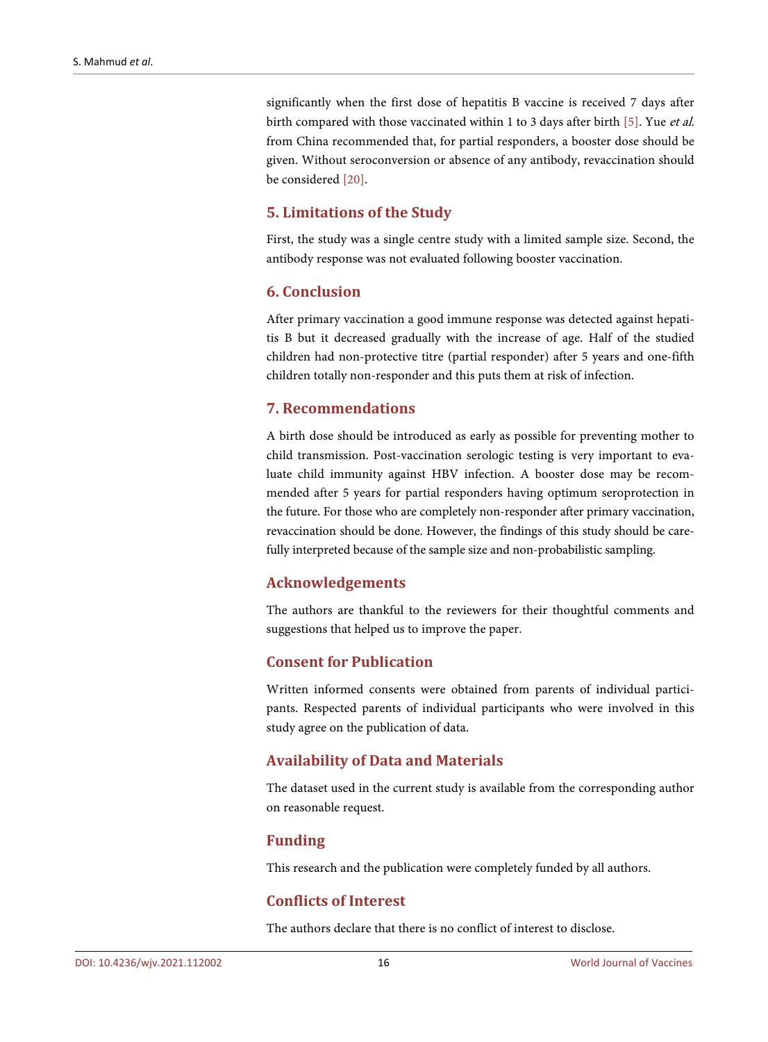significantly when the first dose of hepatitis B vaccine is received 7 days after birth compared with those vaccinated within 1 to 3 days after birth [5]. Yue *et al.* from China recommended that, for partial responders, a booster dose should be given. Without seroconversion or absence of any antibody, revaccination should be considered [20].

## 5. Limitations of the Study

First, the study was a single centre study with a limited sample size. Second, the antibody response was not evaluated following booster vaccination.

## 6. Conclusion

After primary vaccination a good immune response was detected against hepatitis B but it decreased gradually with the increase of age. Half of the studied children had non-protective titre (partial responder) after 5 years and one-fifth children totally non-responder and this puts them at risk of infection.

## 7. Recommendations

A birth dose should be introduced as early as possible for preventing mother to child transmission. Post-vaccination serologic testing is very important to evaluate child immunity against HBV infection. A booster dose may be recommended after 5 years for partial responders having optimum seroprotection in the future. For those who are completely non-responder after primary vaccination, revaccination should be done. However, the findings of this study should be carefully interpreted because of the sample size and non-probabilistic sampling.

## Acknowledgements

The authors are thankful to the reviewers for their thoughtful comments and suggestions that helped us to improve the paper.

## Consent for Publication

Written informed consents were obtained from parents of individual participants. Respected parents of individual participants who were involved in this study agree on the publication of data.

## Availability of Data and Materials

The dataset used in the current study is available from the corresponding author on reasonable request.

## Funding

This research and the publication were completely funded by all authors.

## Conflicts of Interest

The authors declare that there is no conflict of interest to disclose.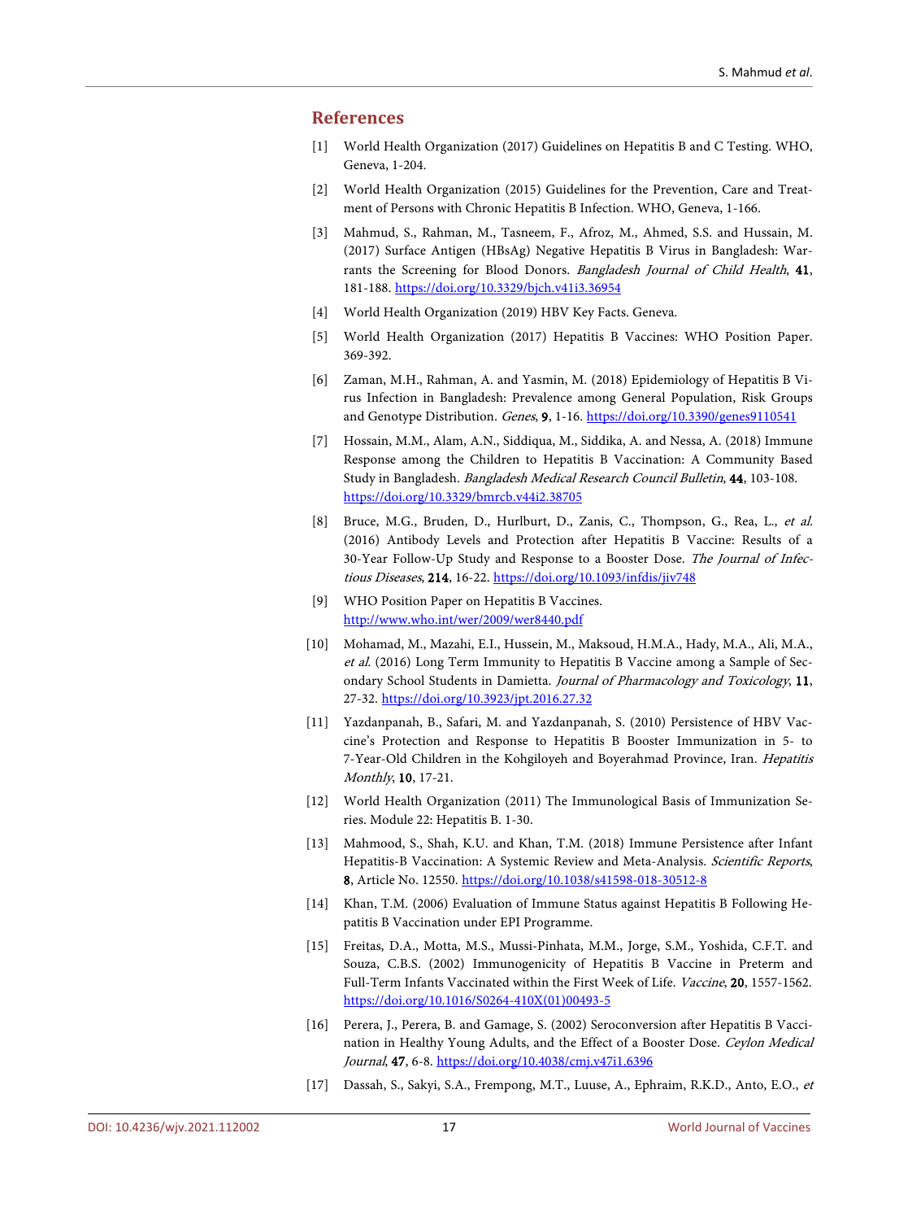## References

[1] World Health Organization (2017) Guidelines on Hepatitis B and C Testing. WHO, Geneva, 1-204.

[2] World Health Organization (2015) Guidelines for the Prevention, Care and Treatment of Persons with Chronic Hepatitis B Infection. WHO, Geneva, 1-166.

[3] Mahmud, S., Rahman, M., Tasneem, F., Afroz, M., Ahmed, S.S. and Hussain, M. (2017) Surface Antigen (HBsAg) Negative Hepatitis B Virus in Bangladesh: Warrants the Screening for Blood Donors. *Bangladesh Journal of Child Health*, **41**, 181-188. https://doi.org/10.3329/bjch.v41i3.36954

[4] World Health Organization (2019) HBV Key Facts. Geneva.

[5] World Health Organization (2017) Hepatitis B Vaccines: WHO Position Paper. 369-392.

[6] Zaman, M.H., Rahman, A. and Yasmin, M. (2018) Epidemiology of Hepatitis B Virus Infection in Bangladesh: Prevalence among General Population, Risk Groups and Genotype Distribution. *Genes*, **9**, 1-16. https://doi.org/10.3390/genes9110541

[7] Hossain, M.M., Alam, A.N., Siddiqua, M., Siddika, A. and Nessa, A. (2018) Immune Response among the Children to Hepatitis B Vaccination: A Community Based Study in Bangladesh. *Bangladesh Medical Research Council Bulletin*, **44**, 103-108. https://doi.org/10.3329/bmrcb.v44i2.38705

[8] Bruce, M.G., Bruden, D., Hurlburt, D., Zanis, C., Thompson, G., Rea, L., *et al.* (2016) Antibody Levels and Protection after Hepatitis B Vaccine: Results of a 30-Year Follow-Up Study and Response to a Booster Dose. *The Journal of Infectious Diseases*, **214**, 16-22. https://doi.org/10.1093/infdis/jiv748

[9] WHO Position Paper on Hepatitis B Vaccines. http://www.who.int/wer/2009/wer8440.pdf

[10] Mohamad, M., Mazahi, E.I., Hussein, M., Maksoud, H.M.A., Hady, M.A., Ali, M.A., *et al.* (2016) Long Term Immunity to Hepatitis B Vaccine among a Sample of Secondary School Students in Damietta. *Journal of Pharmacology and Toxicology*, **11**, 27-32. https://doi.org/10.3923/jpt.2016.27.32

[11] Yazdanpanah, B., Safari, M. and Yazdanpanah, S. (2010) Persistence of HBV Vaccine's Protection and Response to Hepatitis B Booster Immunization in 5- to 7-Year-Old Children in the Kohgiloyeh and Boyerahmad Province, Iran. *Hepatitis Monthly*, **10**, 17-21.

[12] World Health Organization (2011) The Immunological Basis of Immunization Series. Module 22: Hepatitis B. 1-30.

[13] Mahmood, S., Shah, K.U. and Khan, T.M. (2018) Immune Persistence after Infant Hepatitis-B Vaccination: A Systemic Review and Meta-Analysis. *Scientific Reports*, **8**, Article No. 12550. https://doi.org/10.1038/s41598-018-30512-8

[14] Khan, T.M. (2006) Evaluation of Immune Status against Hepatitis B Following Hepatitis B Vaccination under EPI Programme.

[15] Freitas, D.A., Motta, M.S., Mussi-Pinhata, M.M., Jorge, S.M., Yoshida, C.F.T. and Souza, C.B.S. (2002) Immunogenicity of Hepatitis B Vaccine in Preterm and Full-Term Infants Vaccinated within the First Week of Life. *Vaccine*, **20**, 1557-1562. https://doi.org/10.1016/S0264-410X(01)00493-5

[16] Perera, J., Perera, B. and Gamage, S. (2002) Seroconversion after Hepatitis B Vaccination in Healthy Young Adults, and the Effect of a Booster Dose. *Ceylon Medical Journal*, **47**, 6-8. https://doi.org/10.4038/cmj.v47i1.6396

[17] Dassah, S., Sakyi, S.A., Frempong, M.T., Luuse, A., Ephraim, R.K.D., Anto, E.O., *et*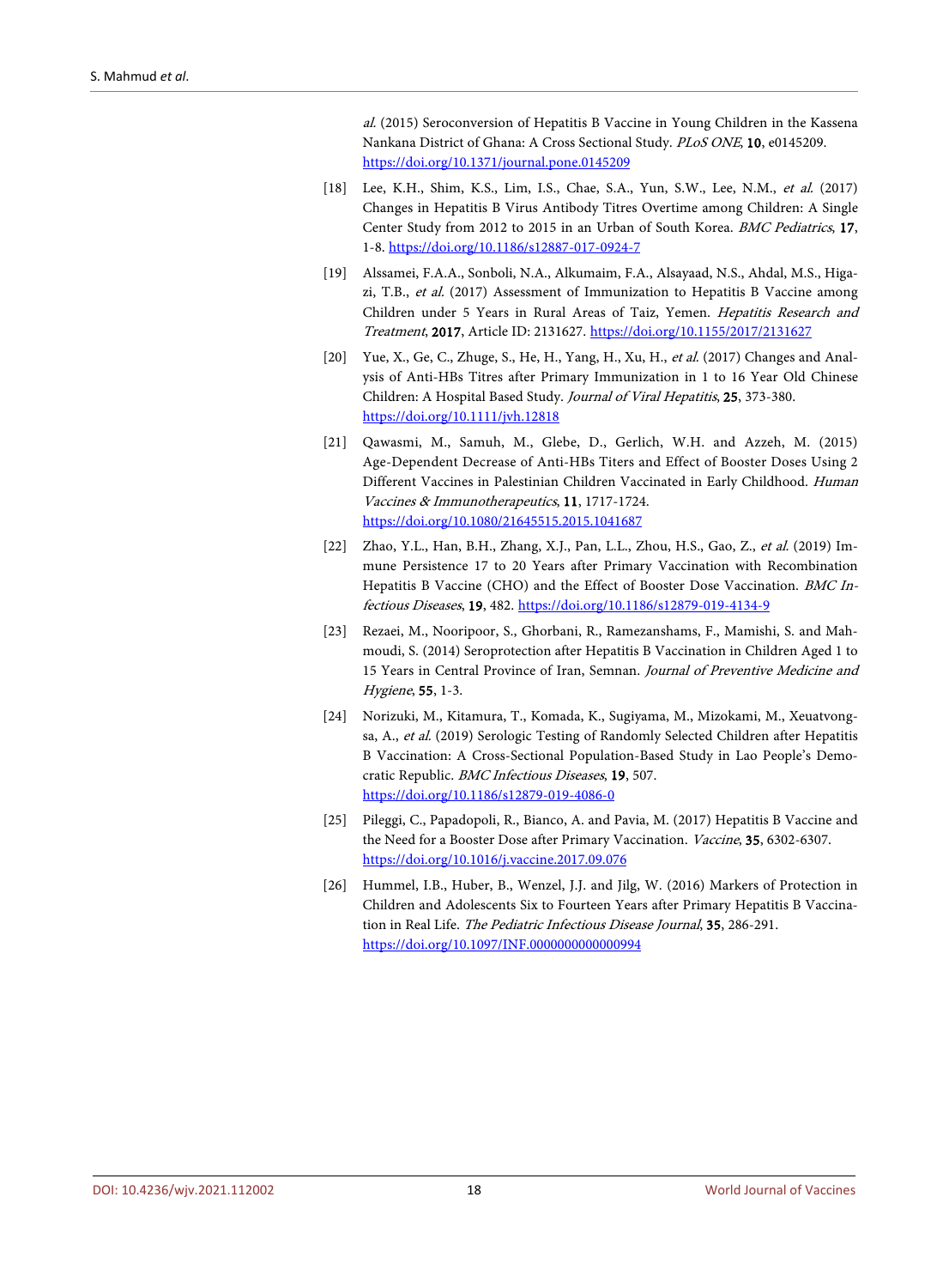*al.* (2015) Seroconversion of Hepatitis B Vaccine in Young Children in the Kassena Nankana District of Ghana: A Cross Sectional Study. *PLoS ONE*, **10**, e0145209. https://doi.org/10.1371/journal.pone.0145209

[18] Lee, K.H., Shim, K.S., Lim, I.S., Chae, S.A., Yun, S.W., Lee, N.M., *et al.* (2017) Changes in Hepatitis B Virus Antibody Titres Overtime among Children: A Single Center Study from 2012 to 2015 in an Urban of South Korea. *BMC Pediatrics*, **17**, 1-8. https://doi.org/10.1186/s12887-017-0924-7

[19] Alssamei, F.A.A., Sonboli, N.A., Alkumaim, F.A., Alsayaad, N.S., Ahdal, M.S., Higazi, T.B., *et al.* (2017) Assessment of Immunization to Hepatitis B Vaccine among Children under 5 Years in Rural Areas of Taiz, Yemen. *Hepatitis Research and Treatment*, **2017**, Article ID: 2131627. https://doi.org/10.1155/2017/2131627

[20] Yue, X., Ge, C., Zhuge, S., He, H., Yang, H., Xu, H., *et al.* (2017) Changes and Analysis of Anti-HBs Titres after Primary Immunization in 1 to 16 Year Old Chinese Children: A Hospital Based Study. *Journal of Viral Hepatitis*, **25**, 373-380. https://doi.org/10.1111/jvh.12818

[21] Qawasmi, M., Samuh, M., Glebe, D., Gerlich, W.H. and Azzeh, M. (2015) Age-Dependent Decrease of Anti-HBs Titers and Effect of Booster Doses Using 2 Different Vaccines in Palestinian Children Vaccinated in Early Childhood. *Human Vaccines & Immunotherapeutics*, **11**, 1717-1724. https://doi.org/10.1080/21645515.2015.1041687

[22] Zhao, Y.L., Han, B.H., Zhang, X.J., Pan, L.L., Zhou, H.S., Gao, Z., *et al.* (2019) Immune Persistence 17 to 20 Years after Primary Vaccination with Recombination Hepatitis B Vaccine (CHO) and the Effect of Booster Dose Vaccination. *BMC Infectious Diseases*, **19**, 482. https://doi.org/10.1186/s12879-019-4134-9

[23] Rezaei, M., Nooripoor, S., Ghorbani, R., Ramezanshams, F., Mamishi, S. and Mahmoudi, S. (2014) Seroprotection after Hepatitis B Vaccination in Children Aged 1 to 15 Years in Central Province of Iran, Semnan. *Journal of Preventive Medicine and Hygiene*, **55**, 1-3.

[24] Norizuki, M., Kitamura, T., Komada, K., Sugiyama, M., Mizokami, M., Xeuatvongsa, A., *et al.* (2019) Serologic Testing of Randomly Selected Children after Hepatitis B Vaccination: A Cross-Sectional Population-Based Study in Lao People's Democratic Republic. *BMC Infectious Diseases*, **19**, 507. https://doi.org/10.1186/s12879-019-4086-0

[25] Pileggi, C., Papadopoli, R., Bianco, A. and Pavia, M. (2017) Hepatitis B Vaccine and the Need for a Booster Dose after Primary Vaccination. *Vaccine*, **35**, 6302-6307. https://doi.org/10.1016/j.vaccine.2017.09.076

[26] Hummel, I.B., Huber, B., Wenzel, J.J. and Jilg, W. (2016) Markers of Protection in Children and Adolescents Six to Fourteen Years after Primary Hepatitis B Vaccination in Real Life. *The Pediatric Infectious Disease Journal*, **35**, 286-291. https://doi.org/10.1097/INF.0000000000000994